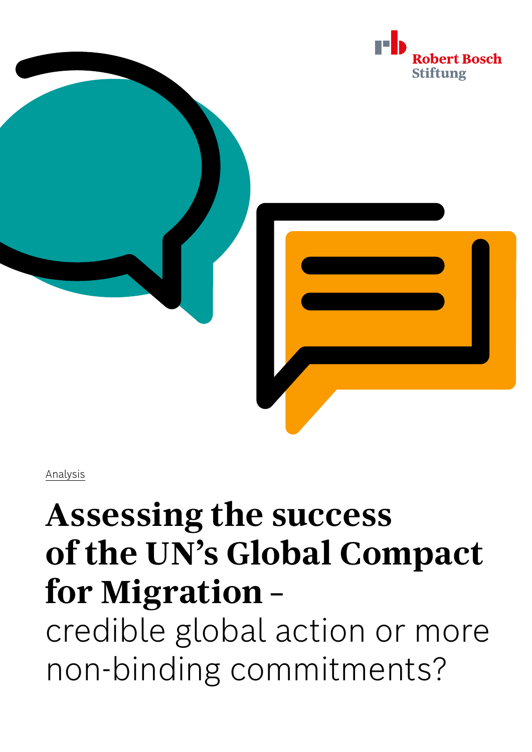Robert Bosch Stiftung

Analysis

# Assessing the success of the UN's Global Compact for Migration – credible global action or more non-binding commitments?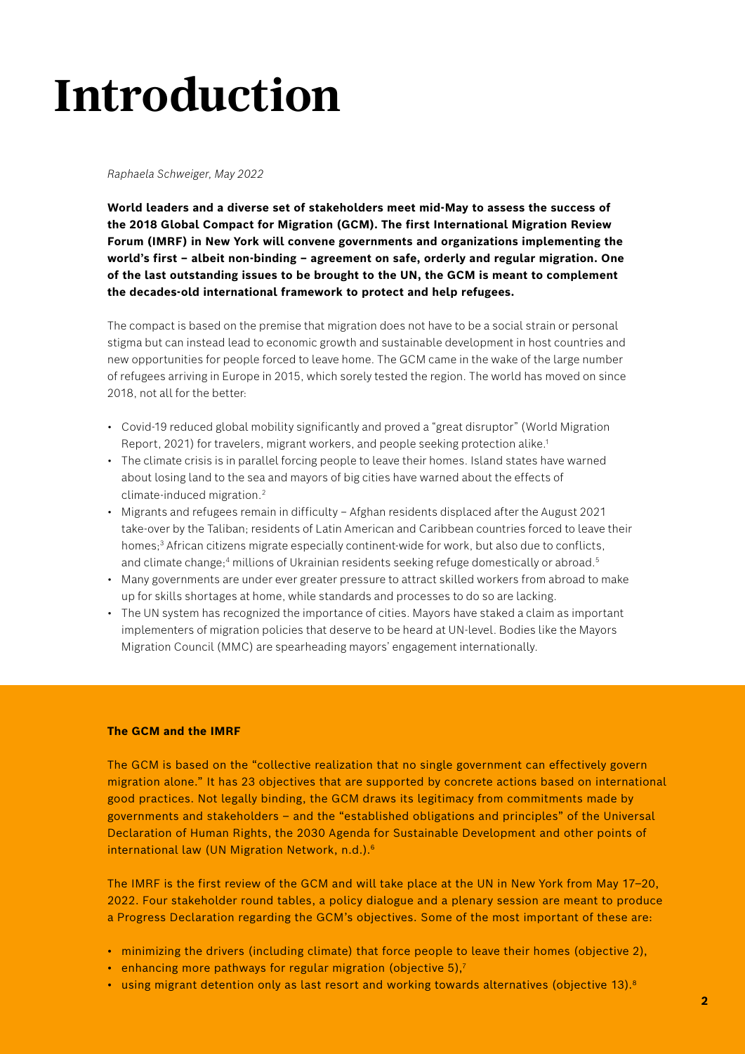# Introduction

*Raphaela Schweiger, May 2022*

**World leaders and a diverse set of stakeholders meet mid-May to assess the success of the 2018 Global Compact for Migration (GCM). The first International Migration Review Forum (IMRF) in New York will convene governments and organizations implementing the world's first – albeit non-binding – agreement on safe, orderly and regular migration. One of the last outstanding issues to be brought to the UN, the GCM is meant to complement the decades-old international framework to protect and help refugees.**

The compact is based on the premise that migration does not have to be a social strain or personal stigma but can instead lead to economic growth and sustainable development in host countries and new opportunities for people forced to leave home. The GCM came in the wake of the large number of refugees arriving in Europe in 2015, which sorely tested the region. The world has moved on since 2018, not all for the better:

- Covid-19 reduced global mobility significantly and proved a "great disruptor" (World Migration Report, 2021) for travelers, migrant workers, and people seeking protection alike.[1]
- The climate crisis is in parallel forcing people to leave their homes. Island states have warned about losing land to the sea and mayors of big cities have warned about the effects of climate-induced migration.[2]
- Migrants and refugees remain in difficulty – Afghan residents displaced after the August 2021 take-over by the Taliban; residents of Latin American and Caribbean countries forced to leave their homes;[3] African citizens migrate especially continent-wide for work, but also due to conflicts, and climate change;[4] millions of Ukrainian residents seeking refuge domestically or abroad.[5]
- Many governments are under ever greater pressure to attract skilled workers from abroad to make up for skills shortages at home, while standards and processes to do so are lacking.
- The UN system has recognized the importance of cities. Mayors have staked a claim as important implementers of migration policies that deserve to be heard at UN-level. Bodies like the Mayors Migration Council (MMC) are spearheading mayors' engagement internationally.

**The GCM and the IMRF**

The GCM is based on the "collective realization that no single government can effectively govern migration alone." It has 23 objectives that are supported by concrete actions based on international good practices. Not legally binding, the GCM draws its legitimacy from commitments made by governments and stakeholders – and the "established obligations and principles" of the Universal Declaration of Human Rights, the 2030 Agenda for Sustainable Development and other points of international law (UN Migration Network, n.d.).[6]

The IMRF is the first review of the GCM and will take place at the UN in New York from May 17–20, 2022. Four stakeholder round tables, a policy dialogue and a plenary session are meant to produce a Progress Declaration regarding the GCM's objectives. Some of the most important of these are:

- minimizing the drivers (including climate) that force people to leave their homes (objective 2),
- enhancing more pathways for regular migration (objective 5),[7]
- using migrant detention only as last resort and working towards alternatives (objective 13).[8]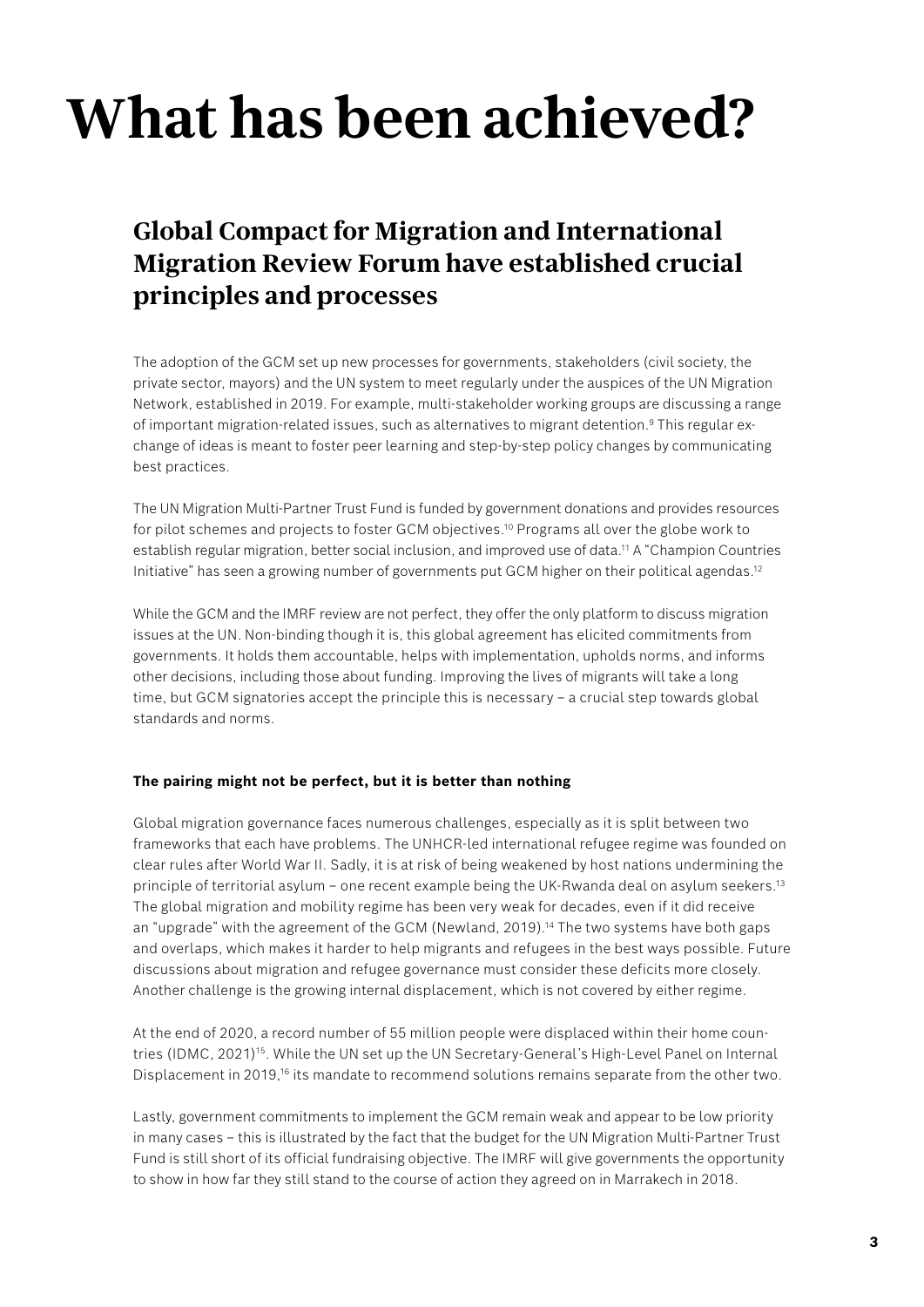# What has been achieved?

## Global Compact for Migration and International Migration Review Forum have established crucial principles and processes

The adoption of the GCM set up new processes for governments, stakeholders (civil society, the private sector, mayors) and the UN system to meet regularly under the auspices of the UN Migration Network, established in 2019. For example, multi-stakeholder working groups are discussing a range of important migration-related issues, such as alternatives to migrant detention.[9] This regular exchange of ideas is meant to foster peer learning and step-by-step policy changes by communicating best practices.

The UN Migration Multi-Partner Trust Fund is funded by government donations and provides resources for pilot schemes and projects to foster GCM objectives.[10] Programs all over the globe work to establish regular migration, better social inclusion, and improved use of data.[11] A "Champion Countries Initiative" has seen a growing number of governments put GCM higher on their political agendas.[12]

While the GCM and the IMRF review are not perfect, they offer the only platform to discuss migration issues at the UN. Non-binding though it is, this global agreement has elicited commitments from governments. It holds them accountable, helps with implementation, upholds norms, and informs other decisions, including those about funding. Improving the lives of migrants will take a long time, but GCM signatories accept the principle this is necessary – a crucial step towards global standards and norms.

#### The pairing might not be perfect, but it is better than nothing

Global migration governance faces numerous challenges, especially as it is split between two frameworks that each have problems. The UNHCR-led international refugee regime was founded on clear rules after World War II. Sadly, it is at risk of being weakened by host nations undermining the principle of territorial asylum – one recent example being the UK-Rwanda deal on asylum seekers.[13] The global migration and mobility regime has been very weak for decades, even if it did receive an "upgrade" with the agreement of the GCM (Newland, 2019).[14] The two systems have both gaps and overlaps, which makes it harder to help migrants and refugees in the best ways possible. Future discussions about migration and refugee governance must consider these deficits more closely. Another challenge is the growing internal displacement, which is not covered by either regime.

At the end of 2020, a record number of 55 million people were displaced within their home countries (IDMC, 2021)[15]. While the UN set up the UN Secretary-General's High-Level Panel on Internal Displacement in 2019,[16] its mandate to recommend solutions remains separate from the other two.

Lastly, government commitments to implement the GCM remain weak and appear to be low priority in many cases – this is illustrated by the fact that the budget for the UN Migration Multi-Partner Trust Fund is still short of its official fundraising objective. The IMRF will give governments the opportunity to show in how far they still stand to the course of action they agreed on in Marrakech in 2018.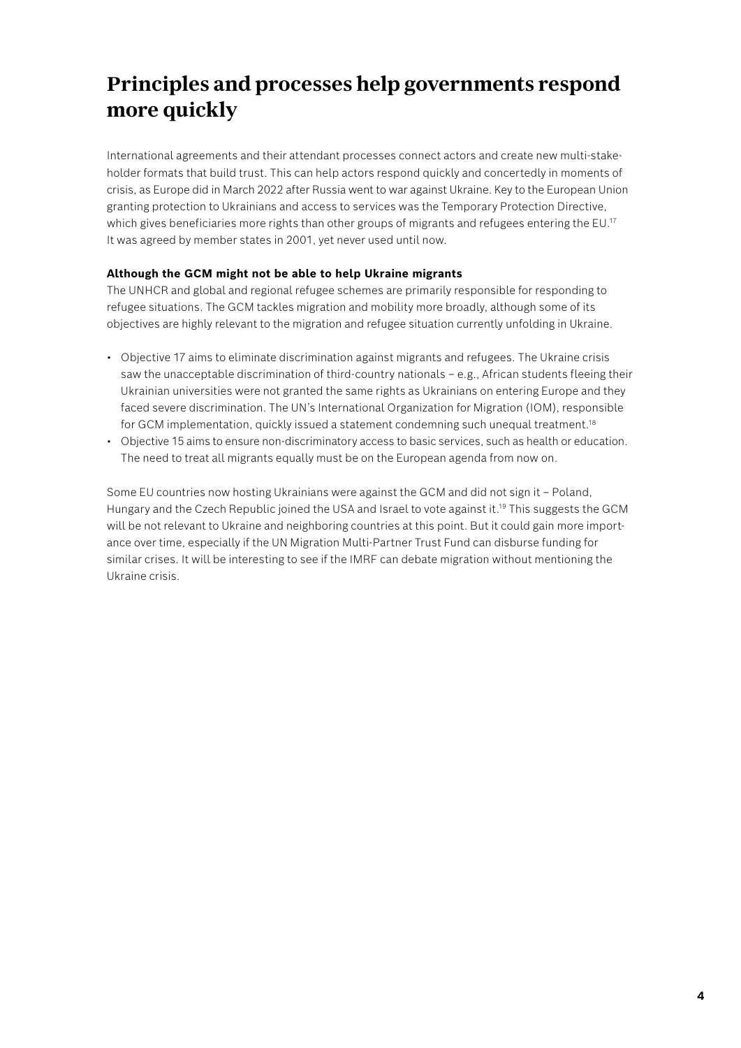# Principles and processes help governments respond more quickly

International agreements and their attendant processes connect actors and create new multi-stakeholder formats that build trust. This can help actors respond quickly and concertedly in moments of crisis, as Europe did in March 2022 after Russia went to war against Ukraine. Key to the European Union granting protection to Ukrainians and access to services was the Temporary Protection Directive, which gives beneficiaries more rights than other groups of migrants and refugees entering the EU.[17] It was agreed by member states in 2001, yet never used until now.

**Although the GCM might not be able to help Ukraine migrants**

The UNHCR and global and regional refugee schemes are primarily responsible for responding to refugee situations. The GCM tackles migration and mobility more broadly, although some of its objectives are highly relevant to the migration and refugee situation currently unfolding in Ukraine.

- Objective 17 aims to eliminate discrimination against migrants and refugees. The Ukraine crisis saw the unacceptable discrimination of third-country nationals – e.g., African students fleeing their Ukrainian universities were not granted the same rights as Ukrainians on entering Europe and they faced severe discrimination. The UN's International Organization for Migration (IOM), responsible for GCM implementation, quickly issued a statement condemning such unequal treatment.[18]
- Objective 15 aims to ensure non-discriminatory access to basic services, such as health or education. The need to treat all migrants equally must be on the European agenda from now on.

Some EU countries now hosting Ukrainians were against the GCM and did not sign it – Poland, Hungary and the Czech Republic joined the USA and Israel to vote against it.[19] This suggests the GCM will be not relevant to Ukraine and neighboring countries at this point. But it could gain more importance over time, especially if the UN Migration Multi-Partner Trust Fund can disburse funding for similar crises. It will be interesting to see if the IMRF can debate migration without mentioning the Ukraine crisis.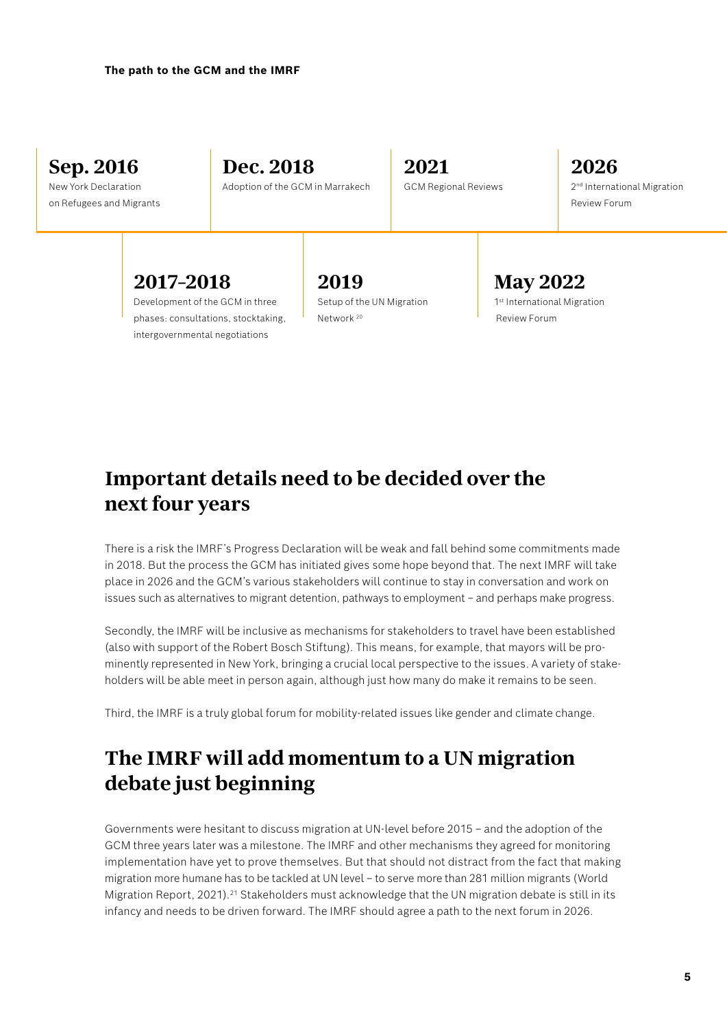**The path to the GCM and the IMRF**

**Sep. 2016**
New York Declaration on Refugees and Migrants

**2017–2018**
Development of the GCM in three phases: consultations, stocktaking, intergovernmental negotiations

**Dec. 2018**
Adoption of the GCM in Marrakech

**2019**
Setup of the UN Migration Network [20]

**2021**
GCM Regional Reviews

**May 2022**
1st International Migration Review Forum

**2026**
2nd International Migration Review Forum

## Important details need to be decided over the next four years

There is a risk the IMRF's Progress Declaration will be weak and fall behind some commitments made in 2018. But the process the GCM has initiated gives some hope beyond that. The next IMRF will take place in 2026 and the GCM's various stakeholders will continue to stay in conversation and work on issues such as alternatives to migrant detention, pathways to employment – and perhaps make progress.

Secondly, the IMRF will be inclusive as mechanisms for stakeholders to travel have been established (also with support of the Robert Bosch Stiftung). This means, for example, that mayors will be prominently represented in New York, bringing a crucial local perspective to the issues. A variety of stakeholders will be able meet in person again, although just how many do make it remains to be seen.

Third, the IMRF is a truly global forum for mobility-related issues like gender and climate change.

## The IMRF will add momentum to a UN migration debate just beginning

Governments were hesitant to discuss migration at UN-level before 2015 – and the adoption of the GCM three years later was a milestone. The IMRF and other mechanisms they agreed for monitoring implementation have yet to prove themselves. But that should not distract from the fact that making migration more humane has to be tackled at UN level – to serve more than 281 million migrants (World Migration Report, 2021).[21] Stakeholders must acknowledge that the UN migration debate is still in its infancy and needs to be driven forward. The IMRF should agree a path to the next forum in 2026.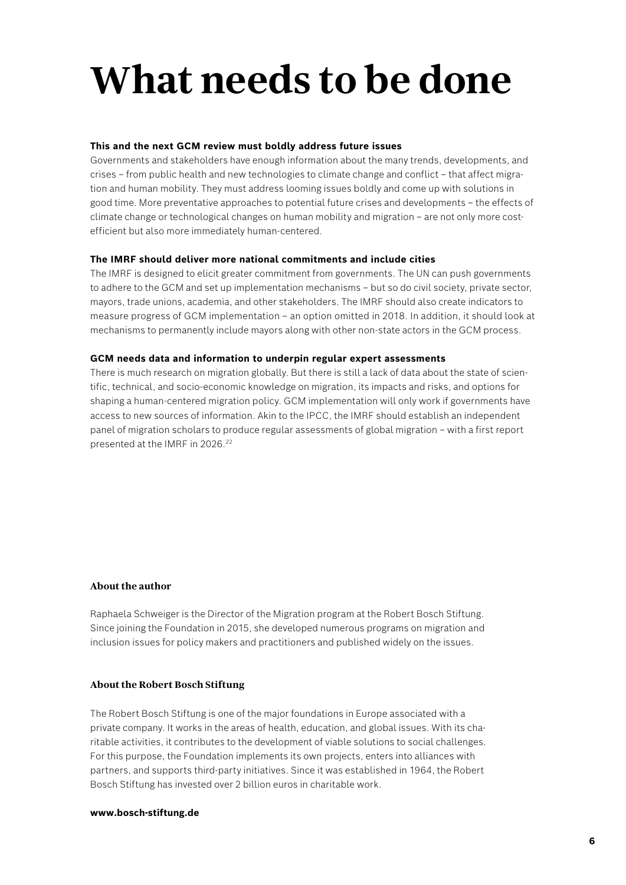# What needs to be done

**This and the next GCM review must boldly address future issues**

Governments and stakeholders have enough information about the many trends, developments, and crises – from public health and new technologies to climate change and conflict – that affect migration and human mobility. They must address looming issues boldly and come up with solutions in good time. More preventative approaches to potential future crises and developments – the effects of climate change or technological changes on human mobility and migration – are not only more cost-efficient but also more immediately human-centered.

**The IMRF should deliver more national commitments and include cities**

The IMRF is designed to elicit greater commitment from governments. The UN can push governments to adhere to the GCM and set up implementation mechanisms – but so do civil society, private sector, mayors, trade unions, academia, and other stakeholders. The IMRF should also create indicators to measure progress of GCM implementation – an option omitted in 2018. In addition, it should look at mechanisms to permanently include mayors along with other non-state actors in the GCM process.

**GCM needs data and information to underpin regular expert assessments**

There is much research on migration globally. But there is still a lack of data about the state of scientific, technical, and socio-economic knowledge on migration, its impacts and risks, and options for shaping a human-centered migration policy. GCM implementation will only work if governments have access to new sources of information. Akin to the IPCC, the IMRF should establish an independent panel of migration scholars to produce regular assessments of global migration – with a first report presented at the IMRF in 2026.[22]

### About the author

Raphaela Schweiger is the Director of the Migration program at the Robert Bosch Stiftung. Since joining the Foundation in 2015, she developed numerous programs on migration and inclusion issues for policy makers and practitioners and published widely on the issues.

### About the Robert Bosch Stiftung

The Robert Bosch Stiftung is one of the major foundations in Europe associated with a private company. It works in the areas of health, education, and global issues. With its charitable activities, it contributes to the development of viable solutions to social challenges. For this purpose, the Foundation implements its own projects, enters into alliances with partners, and supports third-party initiatives. Since it was established in 1964, the Robert Bosch Stiftung has invested over 2 billion euros in charitable work.

**www.bosch-stiftung.de**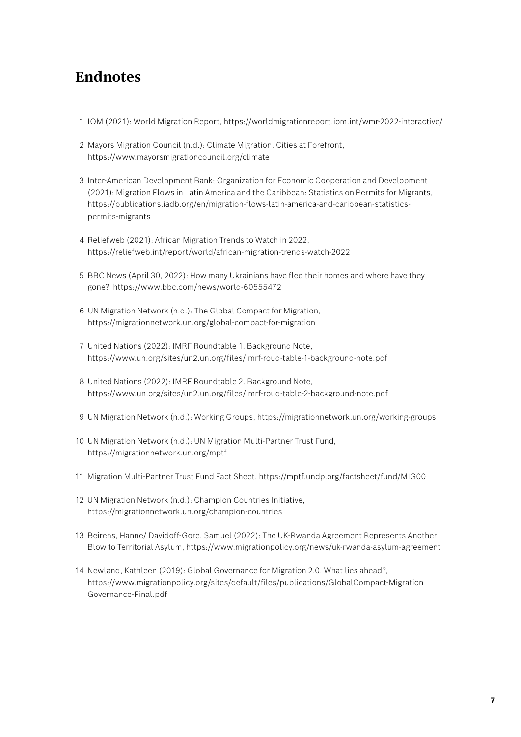## Endnotes

1. IOM (2021): World Migration Report, https://worldmigrationreport.iom.int/wmr-2022-interactive/
2. Mayors Migration Council (n.d.): Climate Migration. Cities at Forefront, https://www.mayorsmigrationcouncil.org/climate
3. Inter-American Development Bank; Organization for Economic Cooperation and Development (2021): Migration Flows in Latin America and the Caribbean: Statistics on Permits for Migrants, https://publications.iadb.org/en/migration-flows-latin-america-and-caribbean-statistics-permits-migrants
4. Reliefweb (2021): African Migration Trends to Watch in 2022, https://reliefweb.int/report/world/african-migration-trends-watch-2022
5. BBC News (April 30, 2022): How many Ukrainians have fled their homes and where have they gone?, https://www.bbc.com/news/world-60555472
6. UN Migration Network (n.d.): The Global Compact for Migration, https://migrationnetwork.un.org/global-compact-for-migration
7. United Nations (2022): IMRF Roundtable 1. Background Note, https://www.un.org/sites/un2.un.org/files/imrf-roud-table-1-background-note.pdf
8. United Nations (2022): IMRF Roundtable 2. Background Note, https://www.un.org/sites/un2.un.org/files/imrf-roud-table-2-background-note.pdf
9. UN Migration Network (n.d.): Working Groups, https://migrationnetwork.un.org/working-groups
10. UN Migration Network (n.d.): UN Migration Multi-Partner Trust Fund, https://migrationnetwork.un.org/mptf
11. Migration Multi-Partner Trust Fund Fact Sheet, https://mptf.undp.org/factsheet/fund/MIG00
12. UN Migration Network (n.d.): Champion Countries Initiative, https://migrationnetwork.un.org/champion-countries
13. Beirens, Hanne/ Davidoff-Gore, Samuel (2022): The UK-Rwanda Agreement Represents Another Blow to Territorial Asylum, https://www.migrationpolicy.org/news/uk-rwanda-asylum-agreement
14. Newland, Kathleen (2019): Global Governance for Migration 2.0. What lies ahead?, https://www.migrationpolicy.org/sites/default/files/publications/GlobalCompact-Migration Governance-Final.pdf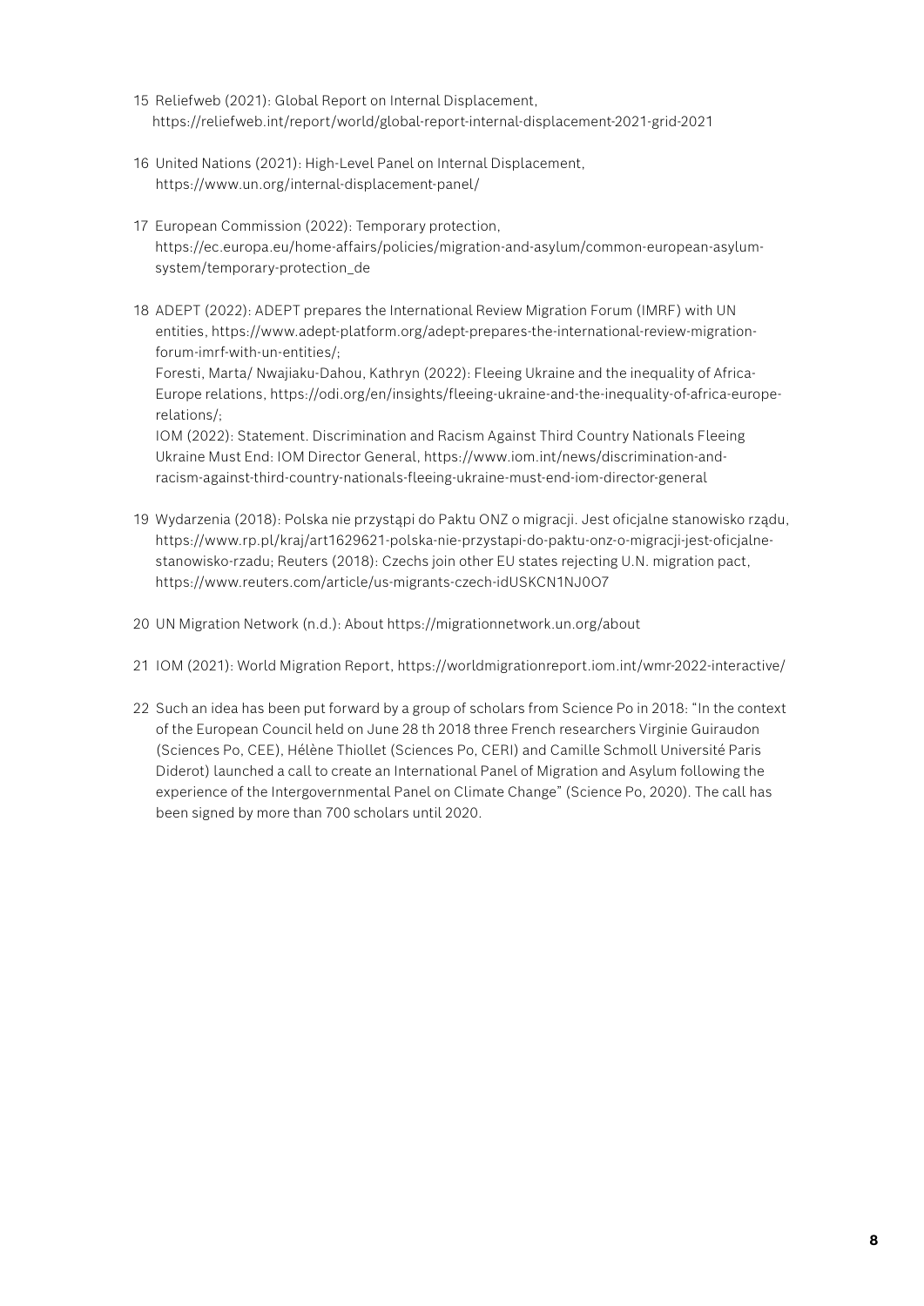15 Reliefweb (2021): Global Report on Internal Displacement, https://reliefweb.int/report/world/global-report-internal-displacement-2021-grid-2021

16 United Nations (2021): High-Level Panel on Internal Displacement, https://www.un.org/internal-displacement-panel/

17 European Commission (2022): Temporary protection, https://ec.europa.eu/home-affairs/policies/migration-and-asylum/common-european-asylum-system/temporary-protection_de

18 ADEPT (2022): ADEPT prepares the International Review Migration Forum (IMRF) with UN entities, https://www.adept-platform.org/adept-prepares-the-international-review-migration-forum-imrf-with-un-entities/;
Foresti, Marta/ Nwajiaku-Dahou, Kathryn (2022): Fleeing Ukraine and the inequality of Africa-Europe relations, https://odi.org/en/insights/fleeing-ukraine-and-the-inequality-of-africa-europe-relations/;
IOM (2022): Statement. Discrimination and Racism Against Third Country Nationals Fleeing Ukraine Must End: IOM Director General, https://www.iom.int/news/discrimination-and-racism-against-third-country-nationals-fleeing-ukraine-must-end-iom-director-general

19 Wydarzenia (2018): Polska nie przystąpi do Paktu ONZ o migracji. Jest oficjalne stanowisko rządu, https://www.rp.pl/kraj/art1629621-polska-nie-przystapi-do-paktu-onz-o-migracji-jest-oficjalne-stanowisko-rzadu; Reuters (2018): Czechs join other EU states rejecting U.N. migration pact, https://www.reuters.com/article/us-migrants-czech-idUSKCN1NJ0O7

20 UN Migration Network (n.d.): About https://migrationnetwork.un.org/about

21 IOM (2021): World Migration Report, https://worldmigrationreport.iom.int/wmr-2022-interactive/

22 Such an idea has been put forward by a group of scholars from Science Po in 2018: "In the context of the European Council held on June 28 th 2018 three French researchers Virginie Guiraudon (Sciences Po, CEE), Hélène Thiollet (Sciences Po, CERI) and Camille Schmoll Université Paris Diderot) launched a call to create an International Panel of Migration and Asylum following the experience of the Intergovernmental Panel on Climate Change" (Science Po, 2020). The call has been signed by more than 700 scholars until 2020.